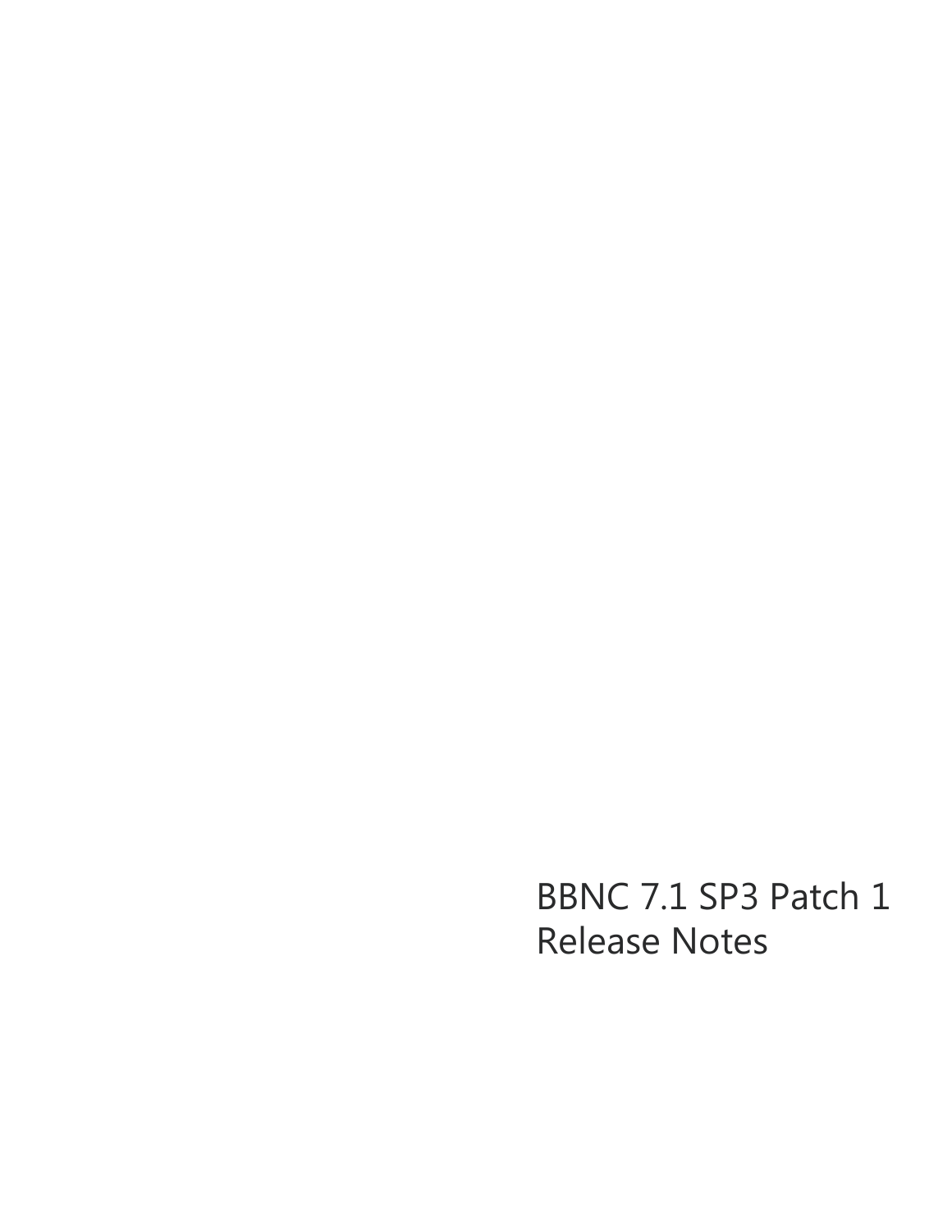# BBNC 7.1 SP3 Patch 1 Release Notes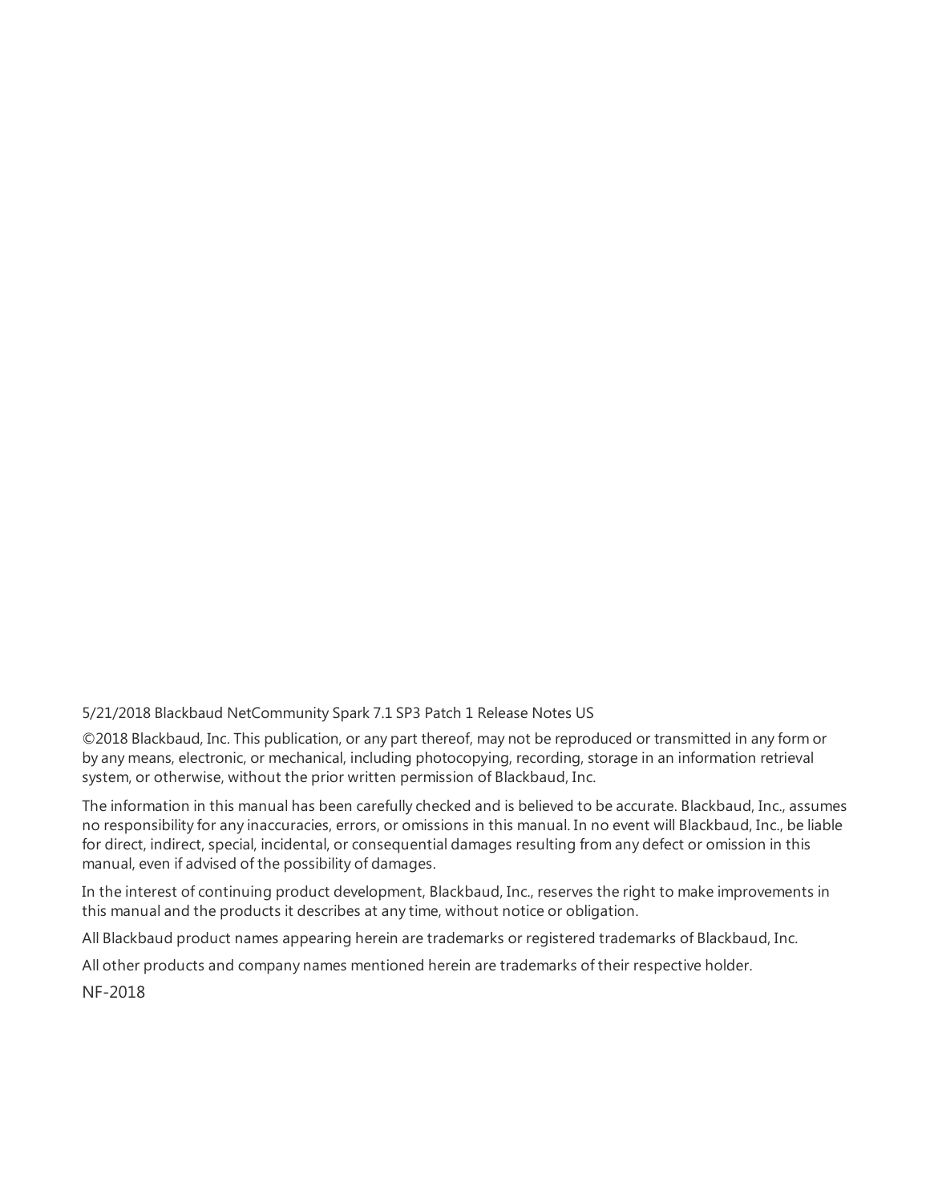5/21/2018 Blackbaud NetCommunity Spark 7.1 SP3 Patch 1 Release Notes US

©2018 Blackbaud, Inc. This publication, or any part thereof, may not be reproduced or transmitted in any form or by any means, electronic, or mechanical, including photocopying, recording, storage in an information retrieval system, or otherwise, without the prior written permission of Blackbaud, Inc.

The information in this manual has been carefully checked and is believed to be accurate. Blackbaud, Inc., assumes no responsibility for any inaccuracies, errors, or omissions in this manual. In no event will Blackbaud, Inc., be liable for direct, indirect, special, incidental, or consequential damages resulting from any defect or omission in this manual, even if advised of the possibility of damages.

In the interest of continuing product development, Blackbaud, Inc., reserves the right to make improvements in this manual and the products it describes at any time, without notice or obligation.

All Blackbaud product names appearing herein are trademarks or registered trademarks of Blackbaud, Inc.

All other products and company names mentioned herein are trademarks of their respective holder.

NF-2018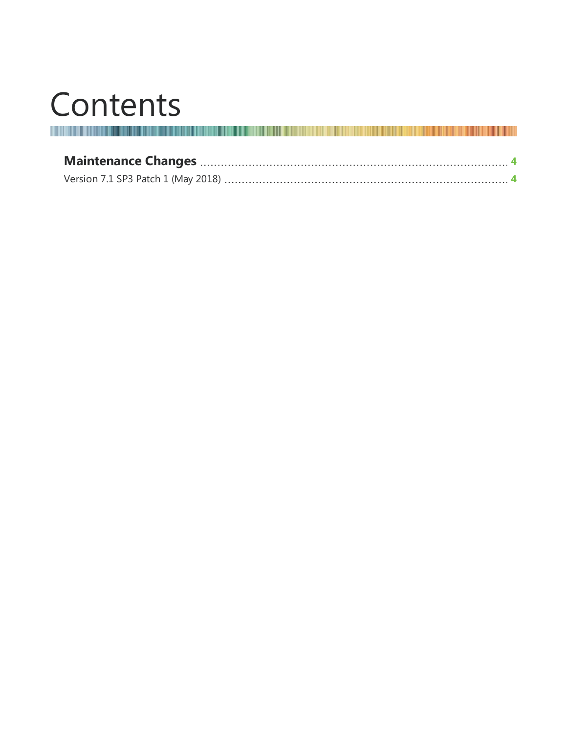# Contents

**Maintenance Changes** ..... 4

Version 7.1 SP3 Patch 1 (May 2018) ..... 4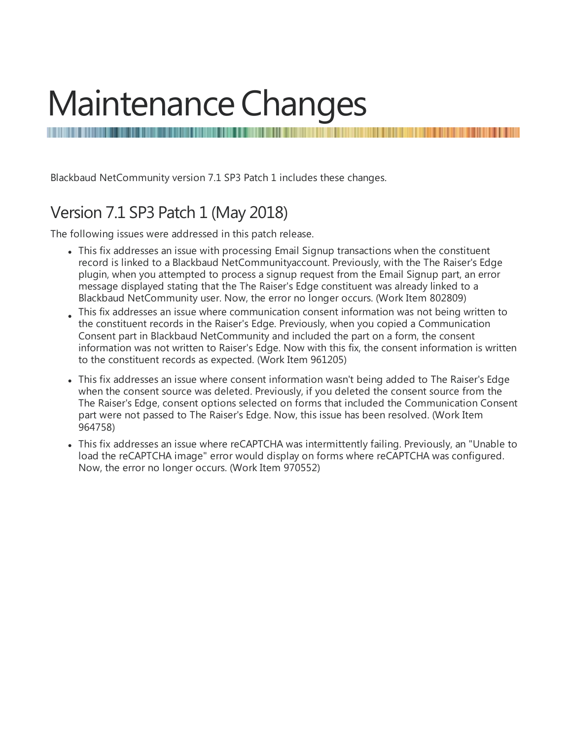# Maintenance Changes

Blackbaud NetCommunity version 7.1 SP3 Patch 1 includes these changes.

## Version 7.1 SP3 Patch 1 (May 2018)

The following issues were addressed in this patch release.

- This fix addresses an issue with processing Email Signup transactions when the constituent record is linked to a Blackbaud NetCommunityaccount. Previously, with the The Raiser's Edge plugin, when you attempted to process a signup request from the Email Signup part, an error message displayed stating that the The Raiser's Edge constituent was already linked to a Blackbaud NetCommunity user. Now, the error no longer occurs. (Work Item 802809)
- This fix addresses an issue where communication consent information was not being written to the constituent records in the Raiser's Edge. Previously, when you copied a Communication Consent part in Blackbaud NetCommunity and included the part on a form, the consent information was not written to Raiser's Edge. Now with this fix, the consent information is written to the constituent records as expected. (Work Item 961205)
- This fix addresses an issue where consent information wasn't being added to The Raiser's Edge when the consent source was deleted. Previously, if you deleted the consent source from the The Raiser's Edge, consent options selected on forms that included the Communication Consent part were not passed to The Raiser's Edge. Now, this issue has been resolved. (Work Item 964758)
- This fix addresses an issue where reCAPTCHA was intermittently failing. Previously, an "Unable to load the reCAPTCHA image" error would display on forms where reCAPTCHA was configured. Now, the error no longer occurs. (Work Item 970552)